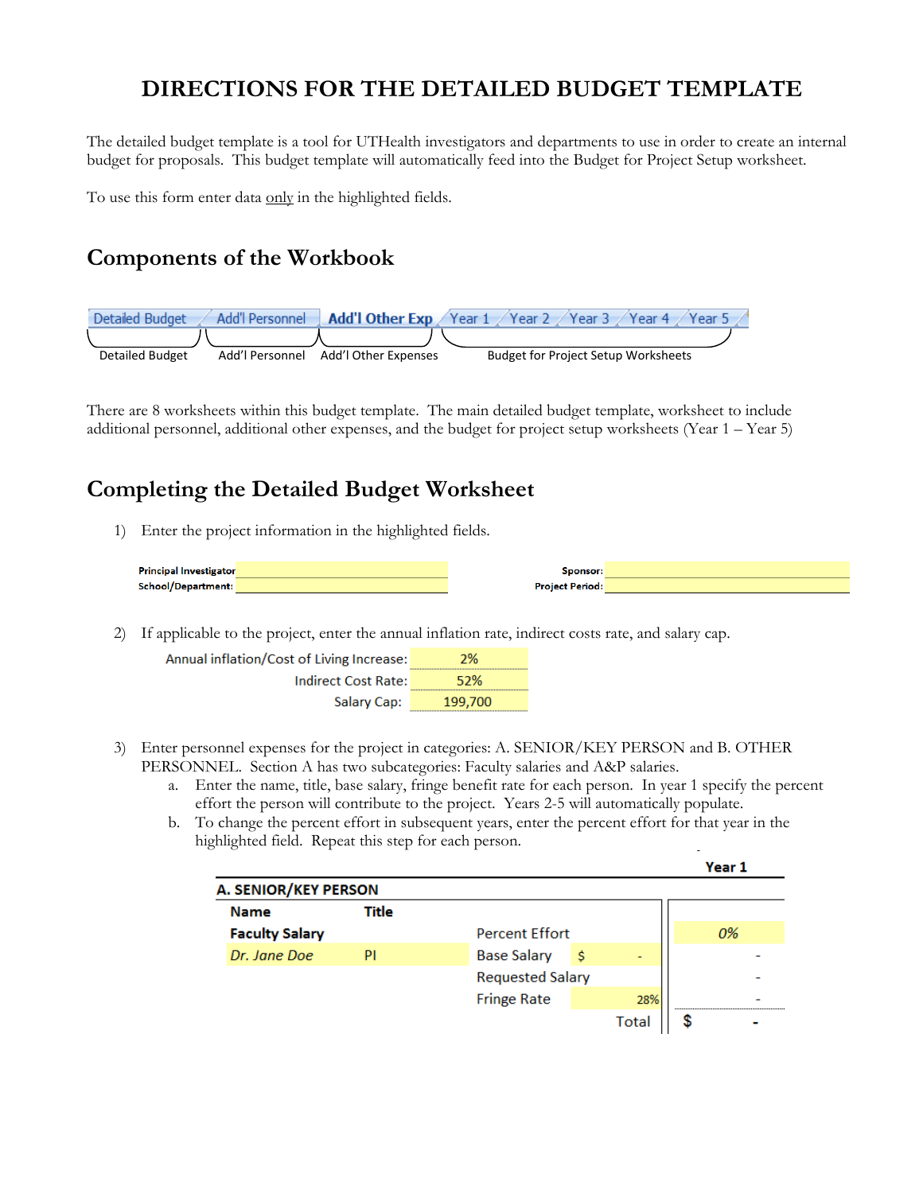# DIRECTIONS FOR THE DETAILED BUDGET TEMPLATE

The detailed budget template is a tool for UTHealth investigators and departments to use in order to create an internal budget for proposals. This budget template will automatically feed into the Budget for Project Setup worksheet.

To use this form enter data <u>only</u> in the highlighted fields.

## Components of the Workbook

| Detailed Budget | Add'l Personnel | Add'l Other Exp | Year 1 | Year 2 | Year 3 | Year 4 | Year 5 |
|---|---|---|---|---|---|---|---|
| Detailed Budget | Add'l Personnel | Add'l Other Expenses | Budget for Project Setup Worksheets | | | | |

There are 8 worksheets within this budget template. The main detailed budget template, worksheet to include additional personnel, additional other expenses, and the budget for project setup worksheets (Year 1 – Year 5)

## Completing the Detailed Budget Worksheet

1) Enter the project information in the highlighted fields.

| | | | |
|---|---|---|---|
| **Principal Investigator** | | **Sponsor:** | |
| **School/Department:** | | **Project Period:** | |

2) If applicable to the project, enter the annual inflation rate, indirect costs rate, and salary cap.

| | |
|---|---|
| Annual inflation/Cost of Living Increase: | 2% |
| Indirect Cost Rate: | 52% |
| Salary Cap: | 199,700 |

3) Enter personnel expenses for the project in categories: A. SENIOR/KEY PERSON and B. OTHER PERSONNEL. Section A has two subcategories: Faculty salaries and A&P salaries.
   a. Enter the name, title, base salary, fringe benefit rate for each person. In year 1 specify the percent effort the person will contribute to the project. Years 2-5 will automatically populate.
   b. To change the percent effort in subsequent years, enter the percent effort for that year in the highlighted field. Repeat this step for each person.

| **A. SENIOR/KEY PERSON** | | | | **Year 1** |
|---|---|---|---|---|
| **Name** | **Title** | | | |
| **Faculty Salary** | | Percent Effort | | *0%* |
| *Dr. Jane Doe* | PI | Base Salary | $ - | - |
| | | Requested Salary | | - |
| | | Fringe Rate | 28% | - |
| | | | Total | $ - |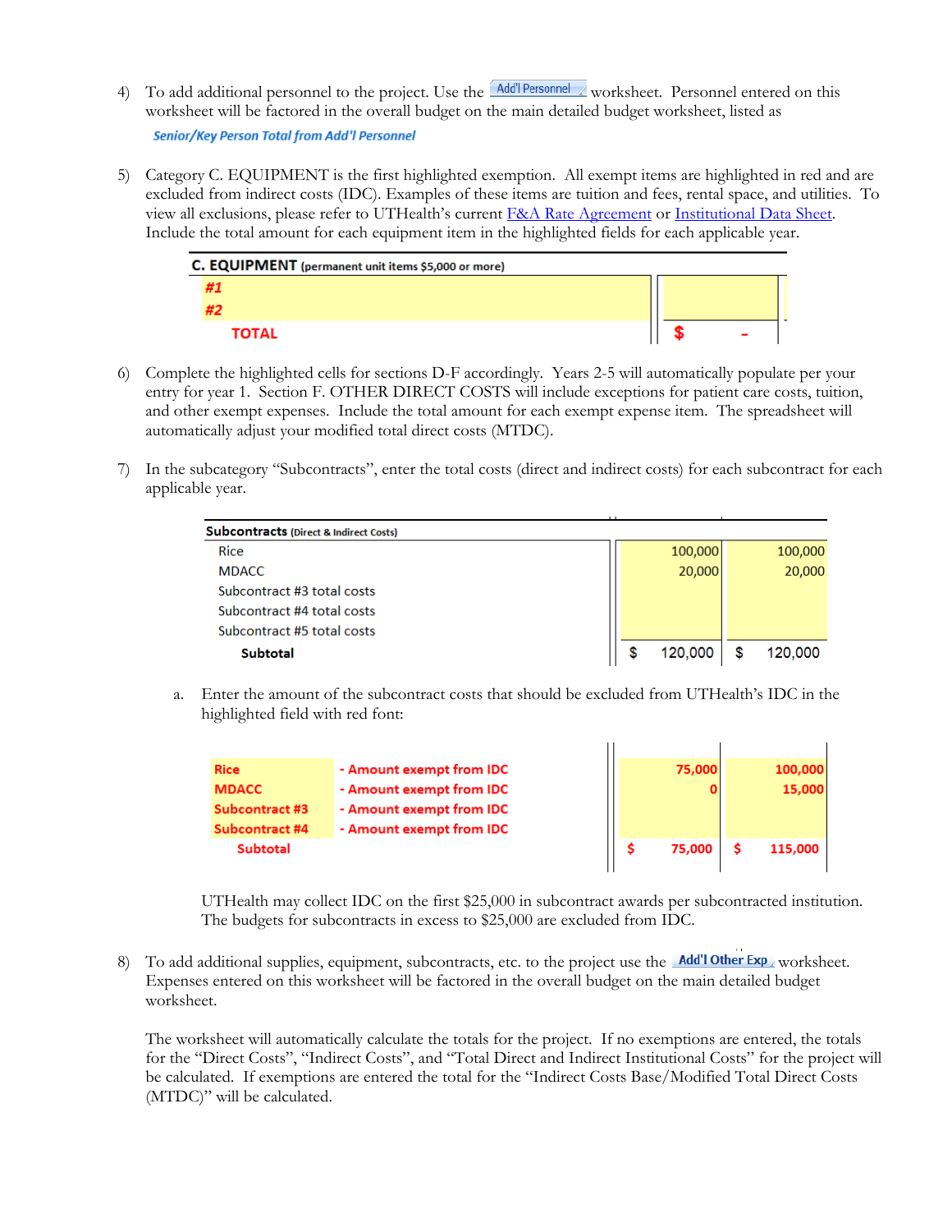4) To add additional personnel to the project. Use the Add'l Personnel worksheet. Personnel entered on this worksheet will be factored in the overall budget on the main detailed budget worksheet, listed as

   *Senior/Key Person Total from Add'l Personnel*

5) Category C. EQUIPMENT is the first highlighted exemption. All exempt items are highlighted in red and are excluded from indirect costs (IDC). Examples of these items are tuition and fees, rental space, and utilities. To view all exclusions, please refer to UTHealth's current F&A Rate Agreement or Institutional Data Sheet. Include the total amount for each equipment item in the highlighted fields for each applicable year.

| **C. EQUIPMENT** (permanent unit items $5,000 or more) | |
|---|---|
| #1 | |
| #2 | |
| TOTAL | $ - |

6) Complete the highlighted cells for sections D-F accordingly. Years 2-5 will automatically populate per your entry for year 1. Section F. OTHER DIRECT COSTS will include exceptions for patient care costs, tuition, and other exempt expenses. Include the total amount for each exempt expense item. The spreadsheet will automatically adjust your modified total direct costs (MTDC).

7) In the subcategory "Subcontracts", enter the total costs (direct and indirect costs) for each subcontract for each applicable year.

| **Subcontracts** (Direct & Indirect Costs) | | |
|---|---|---|
| Rice | 100,000 | 100,000 |
| MDACC | 20,000 | 20,000 |
| Subcontract #3 total costs | | |
| Subcontract #4 total costs | | |
| Subcontract #5 total costs | | |
| **Subtotal** | $ 120,000 | $ 120,000 |

   a. Enter the amount of the subcontract costs that should be excluded from UTHealth's IDC in the highlighted field with red font:

| | | | |
|---|---|---|---|
| Rice | - Amount exempt from IDC | 75,000 | 100,000 |
| MDACC | - Amount exempt from IDC | 0 | 15,000 |
| Subcontract #3 | - Amount exempt from IDC | | |
| Subcontract #4 | - Amount exempt from IDC | | |
| Subtotal | | $ 75,000 | $ 115,000 |

   UTHealth may collect IDC on the first $25,000 in subcontract awards per subcontracted institution. The budgets for subcontracts in excess to $25,000 are excluded from IDC.

8) To add additional supplies, equipment, subcontracts, etc. to the project use the Add'l Other Exp worksheet. Expenses entered on this worksheet will be factored in the overall budget on the main detailed budget worksheet.

   The worksheet will automatically calculate the totals for the project. If no exemptions are entered, the totals for the "Direct Costs", "Indirect Costs", and "Total Direct and Indirect Institutional Costs" for the project will be calculated. If exemptions are entered the total for the "Indirect Costs Base/Modified Total Direct Costs (MTDC)" will be calculated.